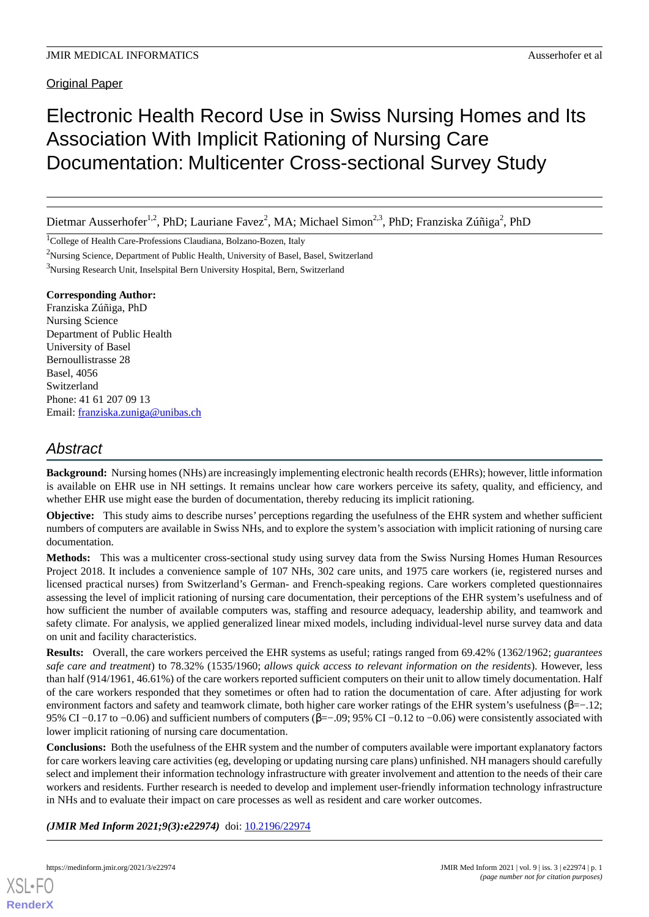Original Paper

# Electronic Health Record Use in Swiss Nursing Homes and Its Association With Implicit Rationing of Nursing Care Documentation: Multicenter Cross-sectional Survey Study

Dietmar Ausserhofer[1,2], PhD; Lauriane Favez[2], MA; Michael Simon[2,3], PhD; Franziska Zúñiga[2], PhD

[1]College of Health Care-Professions Claudiana, Bolzano-Bozen, Italy

[2]Nursing Science, Department of Public Health, University of Basel, Basel, Switzerland

[3]Nursing Research Unit, Inselspital Bern University Hospital, Bern, Switzerland

**Corresponding Author:**
Franziska Zúñiga, PhD
Nursing Science
Department of Public Health
University of Basel
Bernoullistrasse 28
Basel, 4056
Switzerland
Phone: 41 61 207 09 13
Email: franziska.zuniga@unibas.ch

## Abstract

**Background:** Nursing homes (NHs) are increasingly implementing electronic health records (EHRs); however, little information is available on EHR use in NH settings. It remains unclear how care workers perceive its safety, quality, and efficiency, and whether EHR use might ease the burden of documentation, thereby reducing its implicit rationing.

**Objective:** This study aims to describe nurses' perceptions regarding the usefulness of the EHR system and whether sufficient numbers of computers are available in Swiss NHs, and to explore the system's association with implicit rationing of nursing care documentation.

**Methods:** This was a multicenter cross-sectional study using survey data from the Swiss Nursing Homes Human Resources Project 2018. It includes a convenience sample of 107 NHs, 302 care units, and 1975 care workers (ie, registered nurses and licensed practical nurses) from Switzerland's German- and French-speaking regions. Care workers completed questionnaires assessing the level of implicit rationing of nursing care documentation, their perceptions of the EHR system's usefulness and of how sufficient the number of available computers was, staffing and resource adequacy, leadership ability, and teamwork and safety climate. For analysis, we applied generalized linear mixed models, including individual-level nurse survey data and data on unit and facility characteristics.

**Results:** Overall, the care workers perceived the EHR systems as useful; ratings ranged from 69.42% (1362/1962; *guarantees safe care and treatment*) to 78.32% (1535/1960; *allows quick access to relevant information on the residents*). However, less than half (914/1961, 46.61%) of the care workers reported sufficient computers on their unit to allow timely documentation. Half of the care workers responded that they sometimes or often had to ration the documentation of care. After adjusting for work environment factors and safety and teamwork climate, both higher care worker ratings of the EHR system's usefulness ($\beta$=−.12; 95% CI −0.17 to −0.06) and sufficient numbers of computers ($\beta$=−.09; 95% CI −0.12 to −0.06) were consistently associated with lower implicit rationing of nursing care documentation.

**Conclusions:** Both the usefulness of the EHR system and the number of computers available were important explanatory factors for care workers leaving care activities (eg, developing or updating nursing care plans) unfinished. NH managers should carefully select and implement their information technology infrastructure with greater involvement and attention to the needs of their care workers and residents. Further research is needed to develop and implement user-friendly information technology infrastructure in NHs and to evaluate their impact on care processes as well as resident and care worker outcomes.

***(JMIR Med Inform 2021;9(3):e22974)*** doi: 10.2196/22974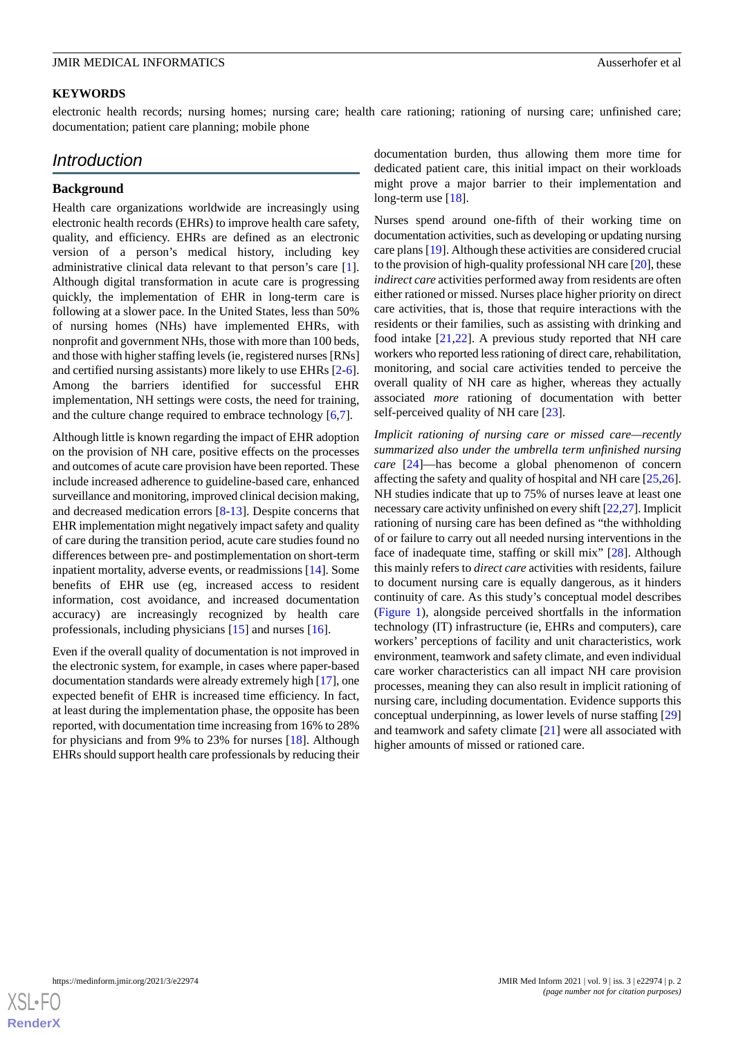## KEYWORDS

electronic health records; nursing homes; nursing care; health care rationing; rationing of nursing care; unfinished care; documentation; patient care planning; mobile phone

## Introduction

### Background

Health care organizations worldwide are increasingly using electronic health records (EHRs) to improve health care safety, quality, and efficiency. EHRs are defined as an electronic version of a person's medical history, including key administrative clinical data relevant to that person's care [1]. Although digital transformation in acute care is progressing quickly, the implementation of EHR in long-term care is following at a slower pace. In the United States, less than 50% of nursing homes (NHs) have implemented EHRs, with nonprofit and government NHs, those with more than 100 beds, and those with higher staffing levels (ie, registered nurses [RNs] and certified nursing assistants) more likely to use EHRs [2-6]. Among the barriers identified for successful EHR implementation, NH settings were costs, the need for training, and the culture change required to embrace technology [6,7].

Although little is known regarding the impact of EHR adoption on the provision of NH care, positive effects on the processes and outcomes of acute care provision have been reported. These include increased adherence to guideline-based care, enhanced surveillance and monitoring, improved clinical decision making, and decreased medication errors [8-13]. Despite concerns that EHR implementation might negatively impact safety and quality of care during the transition period, acute care studies found no differences between pre- and postimplementation on short-term inpatient mortality, adverse events, or readmissions [14]. Some benefits of EHR use (eg, increased access to resident information, cost avoidance, and increased documentation accuracy) are increasingly recognized by health care professionals, including physicians [15] and nurses [16].

Even if the overall quality of documentation is not improved in the electronic system, for example, in cases where paper-based documentation standards were already extremely high [17], one expected benefit of EHR is increased time efficiency. In fact, at least during the implementation phase, the opposite has been reported, with documentation time increasing from 16% to 28% for physicians and from 9% to 23% for nurses [18]. Although EHRs should support health care professionals by reducing their documentation burden, thus allowing them more time for dedicated patient care, this initial impact on their workloads might prove a major barrier to their implementation and long-term use [18].

Nurses spend around one-fifth of their working time on documentation activities, such as developing or updating nursing care plans [19]. Although these activities are considered crucial to the provision of high-quality professional NH care [20], these *indirect care* activities performed away from residents are often either rationed or missed. Nurses place higher priority on direct care activities, that is, those that require interactions with the residents or their families, such as assisting with drinking and food intake [21,22]. A previous study reported that NH care workers who reported less rationing of direct care, rehabilitation, monitoring, and social care activities tended to perceive the overall quality of NH care as higher, whereas they actually associated *more* rationing of documentation with better self-perceived quality of NH care [23].

*Implicit rationing of nursing care or missed care—recently summarized also under the umbrella term unfinished nursing care* [24]—has become a global phenomenon of concern affecting the safety and quality of hospital and NH care [25,26]. NH studies indicate that up to 75% of nurses leave at least one necessary care activity unfinished on every shift [22,27]. Implicit rationing of nursing care has been defined as "the withholding of or failure to carry out all needed nursing interventions in the face of inadequate time, staffing or skill mix" [28]. Although this mainly refers to *direct care* activities with residents, failure to document nursing care is equally dangerous, as it hinders continuity of care. As this study's conceptual model describes (Figure 1), alongside perceived shortfalls in the information technology (IT) infrastructure (ie, EHRs and computers), care workers' perceptions of facility and unit characteristics, work environment, teamwork and safety climate, and even individual care worker characteristics can all impact NH care provision processes, meaning they can also result in implicit rationing of nursing care, including documentation. Evidence supports this conceptual underpinning, as lower levels of nurse staffing [29] and teamwork and safety climate [21] were all associated with higher amounts of missed or rationed care.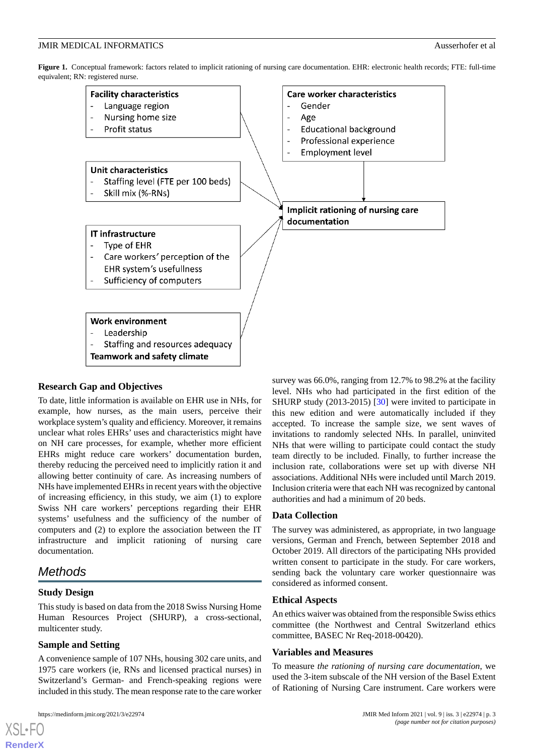**Figure 1.** Conceptual framework: factors related to implicit rationing of nursing care documentation. EHR: electronic health records; FTE: full-time equivalent; RN: registered nurse.

**Facility characteristics**
- Language region
- Nursing home size
- Profit status

**Unit characteristics**
- Staffing level (FTE per 100 beds)
- Skill mix (%-RNs)

**IT infrastructure**
- Type of EHR
- Care workers' perception of the EHR system's usefullness
- Sufficiency of computers

**Work environment**
- Leadership
- Staffing and resources adequacy

**Teamwork and safety climate**

**Care worker characteristics**
- Gender
- Age
- Educational background
- Professional experience
- Employment level

**Implicit rationing of nursing care documentation**

### Research Gap and Objectives

To date, little information is available on EHR use in NHs, for example, how nurses, as the main users, perceive their workplace system's quality and efficiency. Moreover, it remains unclear what roles EHRs' uses and characteristics might have on NH care processes, for example, whether more efficient EHRs might reduce care workers' documentation burden, thereby reducing the perceived need to implicitly ration it and allowing better continuity of care. As increasing numbers of NHs have implemented EHRs in recent years with the objective of increasing efficiency, in this study, we aim (1) to explore Swiss NH care workers' perceptions regarding their EHR systems' usefulness and the sufficiency of the number of computers and (2) to explore the association between the IT infrastructure and implicit rationing of nursing care documentation.

## Methods

### Study Design

This study is based on data from the 2018 Swiss Nursing Home Human Resources Project (SHURP), a cross-sectional, multicenter study.

### Sample and Setting

A convenience sample of 107 NHs, housing 302 care units, and 1975 care workers (ie, RNs and licensed practical nurses) in Switzerland's German- and French-speaking regions were included in this study. The mean response rate to the care worker survey was 66.0%, ranging from 12.7% to 98.2% at the facility level. NHs who had participated in the first edition of the SHURP study (2013-2015) [30] were invited to participate in this new edition and were automatically included if they accepted. To increase the sample size, we sent waves of invitations to randomly selected NHs. In parallel, uninvited NHs that were willing to participate could contact the study team directly to be included. Finally, to further increase the inclusion rate, collaborations were set up with diverse NH associations. Additional NHs were included until March 2019. Inclusion criteria were that each NH was recognized by cantonal authorities and had a minimum of 20 beds.

### Data Collection

The survey was administered, as appropriate, in two language versions, German and French, between September 2018 and October 2019. All directors of the participating NHs provided written consent to participate in the study. For care workers, sending back the voluntary care worker questionnaire was considered as informed consent.

### Ethical Aspects

An ethics waiver was obtained from the responsible Swiss ethics committee (the Northwest and Central Switzerland ethics committee, BASEC Nr Req-2018-00420).

### Variables and Measures

To measure *the rationing of nursing care documentation*, we used the 3-item subscale of the NH version of the Basel Extent of Rationing of Nursing Care instrument. Care workers were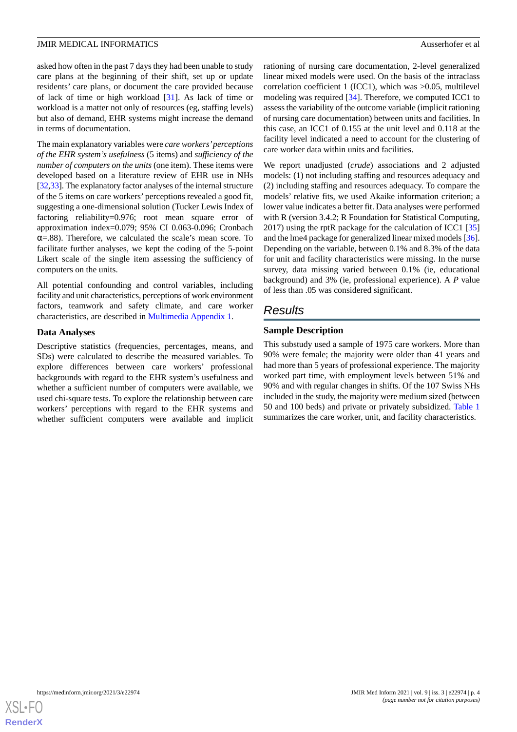asked how often in the past 7 days they had been unable to study care plans at the beginning of their shift, set up or update residents' care plans, or document the care provided because of lack of time or high workload [31]. As lack of time or workload is a matter not only of resources (eg, staffing levels) but also of demand, EHR systems might increase the demand in terms of documentation.

The main explanatory variables were *care workers' perceptions of the EHR system's usefulness* (5 items) and *sufficiency of the number of computers on the units* (one item). These items were developed based on a literature review of EHR use in NHs [32,33]. The explanatory factor analyses of the internal structure of the 5 items on care workers' perceptions revealed a good fit, suggesting a one-dimensional solution (Tucker Lewis Index of factoring reliability=0.976; root mean square error of approximation index=0.079; 95% CI 0.063-0.096; Cronbach α=.88). Therefore, we calculated the scale's mean score. To facilitate further analyses, we kept the coding of the 5-point Likert scale of the single item assessing the sufficiency of computers on the units.

All potential confounding and control variables, including facility and unit characteristics, perceptions of work environment factors, teamwork and safety climate, and care worker characteristics, are described in Multimedia Appendix 1.

### Data Analyses

Descriptive statistics (frequencies, percentages, means, and SDs) were calculated to describe the measured variables. To explore differences between care workers' professional backgrounds with regard to the EHR system's usefulness and whether a sufficient number of computers were available, we used chi-square tests. To explore the relationship between care workers' perceptions with regard to the EHR systems and whether sufficient computers were available and implicit rationing of nursing care documentation, 2-level generalized linear mixed models were used. On the basis of the intraclass correlation coefficient 1 (ICC1), which was >0.05, multilevel modeling was required [34]. Therefore, we computed ICC1 to assess the variability of the outcome variable (implicit rationing of nursing care documentation) between units and facilities. In this case, an ICC1 of 0.155 at the unit level and 0.118 at the facility level indicated a need to account for the clustering of care worker data within units and facilities.

We report unadjusted (*crude*) associations and 2 adjusted models: (1) not including staffing and resources adequacy and (2) including staffing and resources adequacy. To compare the models' relative fits, we used Akaike information criterion; a lower value indicates a better fit. Data analyses were performed with R (version 3.4.2; R Foundation for Statistical Computing, 2017) using the rptR package for the calculation of ICC1 [35] and the lme4 package for generalized linear mixed models [36]. Depending on the variable, between 0.1% and 8.3% of the data for unit and facility characteristics were missing. In the nurse survey, data missing varied between 0.1% (ie, educational background) and 3% (ie, professional experience). A *P* value of less than .05 was considered significant.

## Results

### Sample Description

This substudy used a sample of 1975 care workers. More than 90% were female; the majority were older than 41 years and had more than 5 years of professional experience. The majority worked part time, with employment levels between 51% and 90% and with regular changes in shifts. Of the 107 Swiss NHs included in the study, the majority were medium sized (between 50 and 100 beds) and private or privately subsidized. Table 1 summarizes the care worker, unit, and facility characteristics.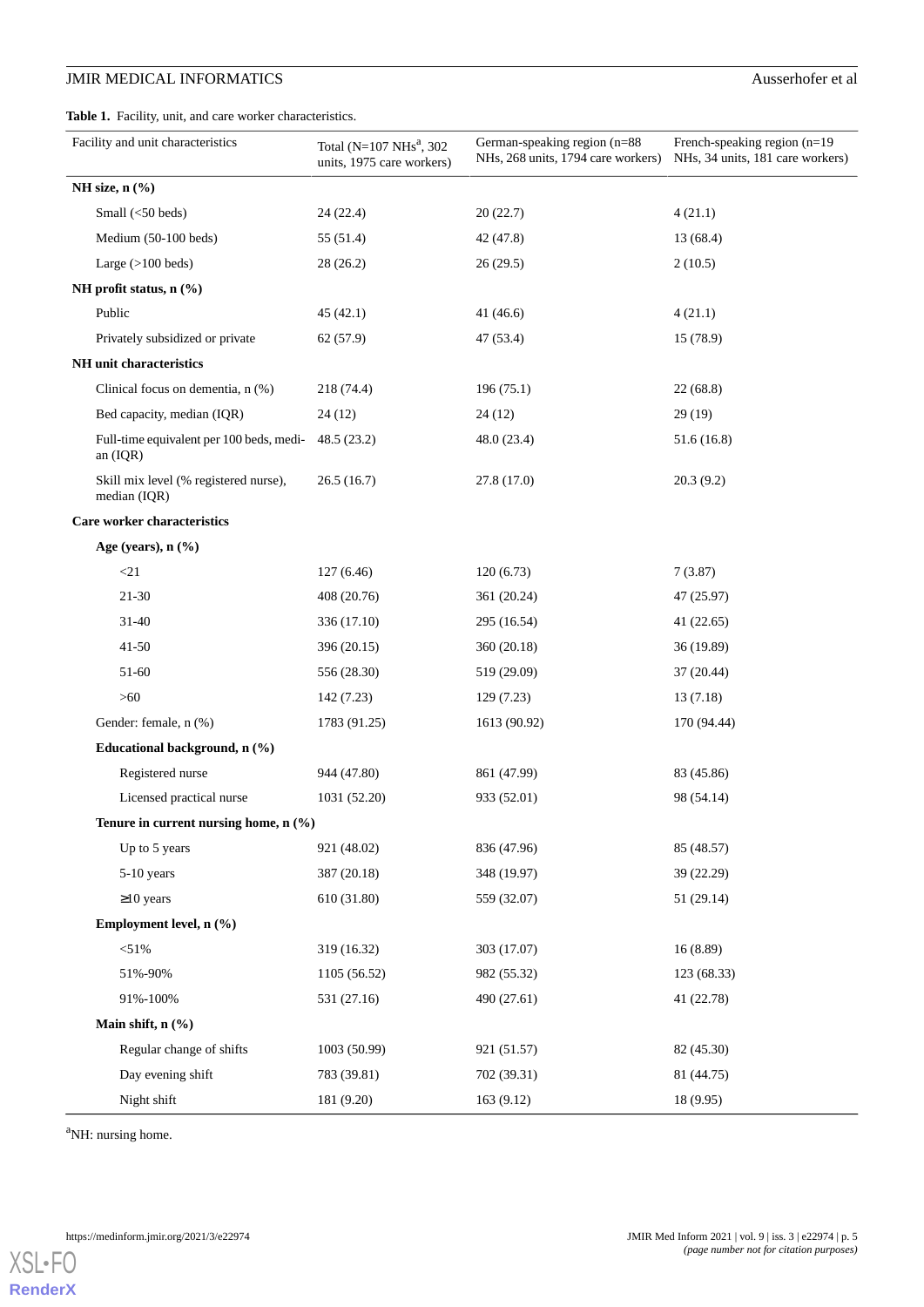**Table 1.** Facility, unit, and care worker characteristics.

| Facility and unit characteristics | Total (N=107 NHs[a], 302 units, 1975 care workers) | German-speaking region (n=88 NHs, 268 units, 1794 care workers) | French-speaking region (n=19 NHs, 34 units, 181 care workers) |
|---|---|---|---|
| **NH size, n (%)** | | | |
| Small (<50 beds) | 24 (22.4) | 20 (22.7) | 4 (21.1) |
| Medium (50-100 beds) | 55 (51.4) | 42 (47.8) | 13 (68.4) |
| Large (>100 beds) | 28 (26.2) | 26 (29.5) | 2 (10.5) |
| **NH profit status, n (%)** | | | |
| Public | 45 (42.1) | 41 (46.6) | 4 (21.1) |
| Privately subsidized or private | 62 (57.9) | 47 (53.4) | 15 (78.9) |
| **NH unit characteristics** | | | |
| Clinical focus on dementia, n (%) | 218 (74.4) | 196 (75.1) | 22 (68.8) |
| Bed capacity, median (IQR) | 24 (12) | 24 (12) | 29 (19) |
| Full-time equivalent per 100 beds, median (IQR) | 48.5 (23.2) | 48.0 (23.4) | 51.6 (16.8) |
| Skill mix level (% registered nurse), median (IQR) | 26.5 (16.7) | 27.8 (17.0) | 20.3 (9.2) |
| **Care worker characteristics** | | | |
| **Age (years), n (%)** | | | |
| <21 | 127 (6.46) | 120 (6.73) | 7 (3.87) |
| 21-30 | 408 (20.76) | 361 (20.24) | 47 (25.97) |
| 31-40 | 336 (17.10) | 295 (16.54) | 41 (22.65) |
| 41-50 | 396 (20.15) | 360 (20.18) | 36 (19.89) |
| 51-60 | 556 (28.30) | 519 (29.09) | 37 (20.44) |
| >60 | 142 (7.23) | 129 (7.23) | 13 (7.18) |
| Gender: female, n (%) | 1783 (91.25) | 1613 (90.92) | 170 (94.44) |
| **Educational background, n (%)** | | | |
| Registered nurse | 944 (47.80) | 861 (47.99) | 83 (45.86) |
| Licensed practical nurse | 1031 (52.20) | 933 (52.01) | 98 (54.14) |
| **Tenure in current nursing home, n (%)** | | | |
| Up to 5 years | 921 (48.02) | 836 (47.96) | 85 (48.57) |
| 5-10 years | 387 (20.18) | 348 (19.97) | 39 (22.29) |
| ≥10 years | 610 (31.80) | 559 (32.07) | 51 (29.14) |
| **Employment level, n (%)** | | | |
| <51% | 319 (16.32) | 303 (17.07) | 16 (8.89) |
| 51%-90% | 1105 (56.52) | 982 (55.32) | 123 (68.33) |
| 91%-100% | 531 (27.16) | 490 (27.61) | 41 (22.78) |
| **Main shift, n (%)** | | | |
| Regular change of shifts | 1003 (50.99) | 921 (51.57) | 82 (45.30) |
| Day evening shift | 783 (39.81) | 702 (39.31) | 81 (44.75) |
| Night shift | 181 (9.20) | 163 (9.12) | 18 (9.95) |

[a]NH: nursing home.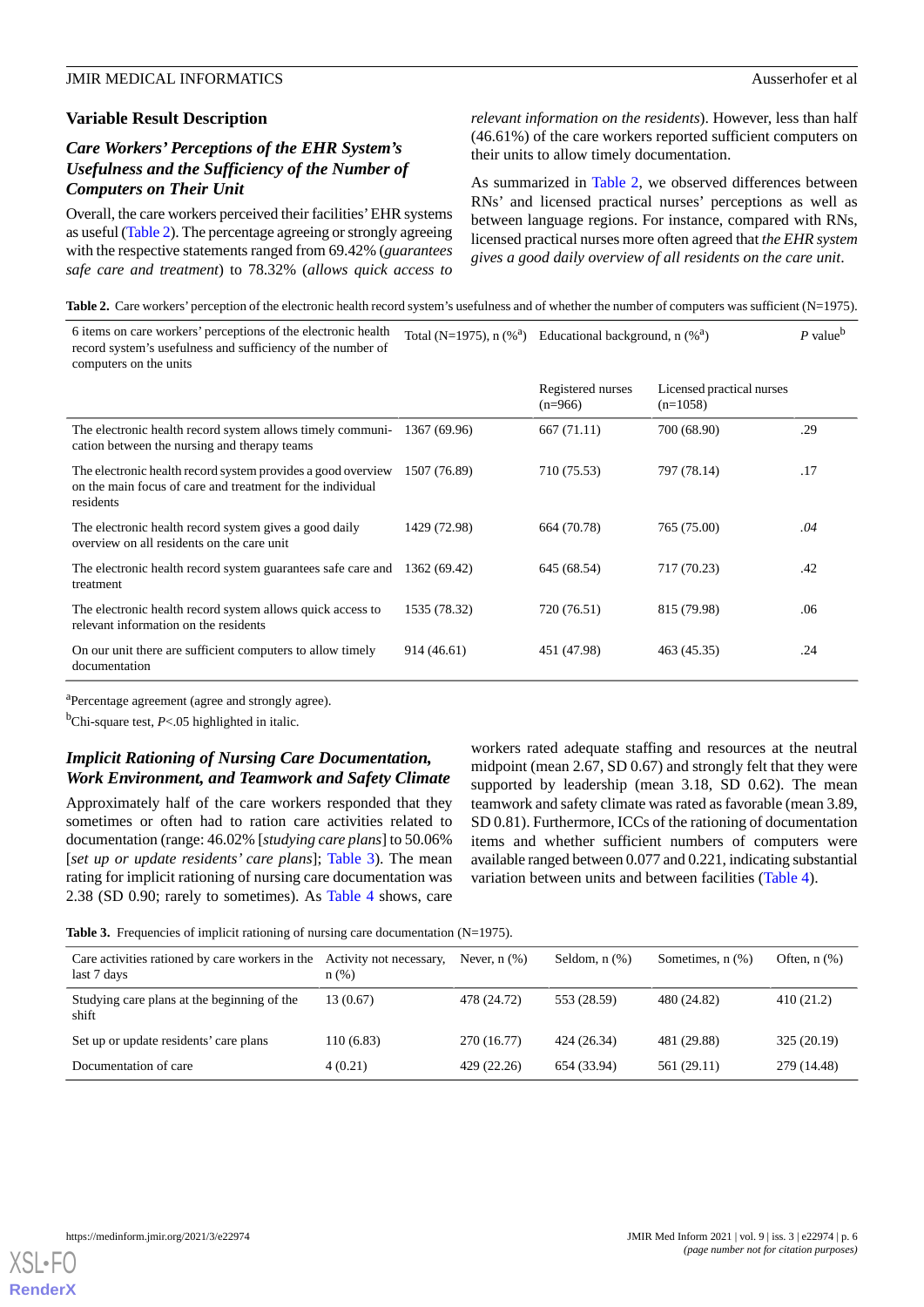## Variable Result Description

### Care Workers' Perceptions of the EHR System's Usefulness and the Sufficiency of the Number of Computers on Their Unit

Overall, the care workers perceived their facilities' EHR systems as useful (Table 2). The percentage agreeing or strongly agreeing with the respective statements ranged from 69.42% (*guarantees safe care and treatment*) to 78.32% (*allows quick access to relevant information on the residents*). However, less than half (46.61%) of the care workers reported sufficient computers on their units to allow timely documentation.

As summarized in Table 2, we observed differences between RNs' and licensed practical nurses' perceptions as well as between language regions. For instance, compared with RNs, licensed practical nurses more often agreed that *the EHR system gives a good daily overview of all residents on the care unit*.

**Table 2.** Care workers' perception of the electronic health record system's usefulness and of whether the number of computers was sufficient (N=1975).

| 6 items on care workers' perceptions of the electronic health record system's usefulness and sufficiency of the number of computers on the units | Total (N=1975), n (%[a]) | Educational background, n (%[a]) | | P value[b] |
|---|---|---|---|---|
| | | Registered nurses (n=966) | Licensed practical nurses (n=1058) | |
| The electronic health record system allows timely communication between the nursing and therapy teams | 1367 (69.96) | 667 (71.11) | 700 (68.90) | .29 |
| The electronic health record system provides a good overview on the main focus of care and treatment for the individual residents | 1507 (76.89) | 710 (75.53) | 797 (78.14) | .17 |
| The electronic health record system gives a good daily overview on all residents on the care unit | 1429 (72.98) | 664 (70.78) | 765 (75.00) | *.04* |
| The electronic health record system guarantees safe care and treatment | 1362 (69.42) | 645 (68.54) | 717 (70.23) | .42 |
| The electronic health record system allows quick access to relevant information on the residents | 1535 (78.32) | 720 (76.51) | 815 (79.98) | .06 |
| On our unit there are sufficient computers to allow timely documentation | 914 (46.61) | 451 (47.98) | 463 (45.35) | .24 |

[a]Percentage agreement (agree and strongly agree).

[b]Chi-square test, *P*<.05 highlighted in italic.

### Implicit Rationing of Nursing Care Documentation, Work Environment, and Teamwork and Safety Climate

Approximately half of the care workers responded that they sometimes or often had to ration care activities related to documentation (range: 46.02% [*studying care plans*] to 50.06% [*set up or update residents' care plans*]; Table 3). The mean rating for implicit rationing of nursing care documentation was 2.38 (SD 0.90; rarely to sometimes). As Table 4 shows, care workers rated adequate staffing and resources at the neutral midpoint (mean 2.67, SD 0.67) and strongly felt that they were supported by leadership (mean 3.18, SD 0.62). The mean teamwork and safety climate was rated as favorable (mean 3.89, SD 0.81). Furthermore, ICCs of the rationing of documentation items and whether sufficient numbers of computers were available ranged between 0.077 and 0.221, indicating substantial variation between units and between facilities (Table 4).

**Table 3.** Frequencies of implicit rationing of nursing care documentation (N=1975).

| Care activities rationed by care workers in the last 7 days | Activity not necessary, n (%) | Never, n (%) | Seldom, n (%) | Sometimes, n (%) | Often, n (%) |
|---|---|---|---|---|---|
| Studying care plans at the beginning of the shift | 13 (0.67) | 478 (24.72) | 553 (28.59) | 480 (24.82) | 410 (21.2) |
| Set up or update residents' care plans | 110 (6.83) | 270 (16.77) | 424 (26.34) | 481 (29.88) | 325 (20.19) |
| Documentation of care | 4 (0.21) | 429 (22.26) | 654 (33.94) | 561 (29.11) | 279 (14.48) |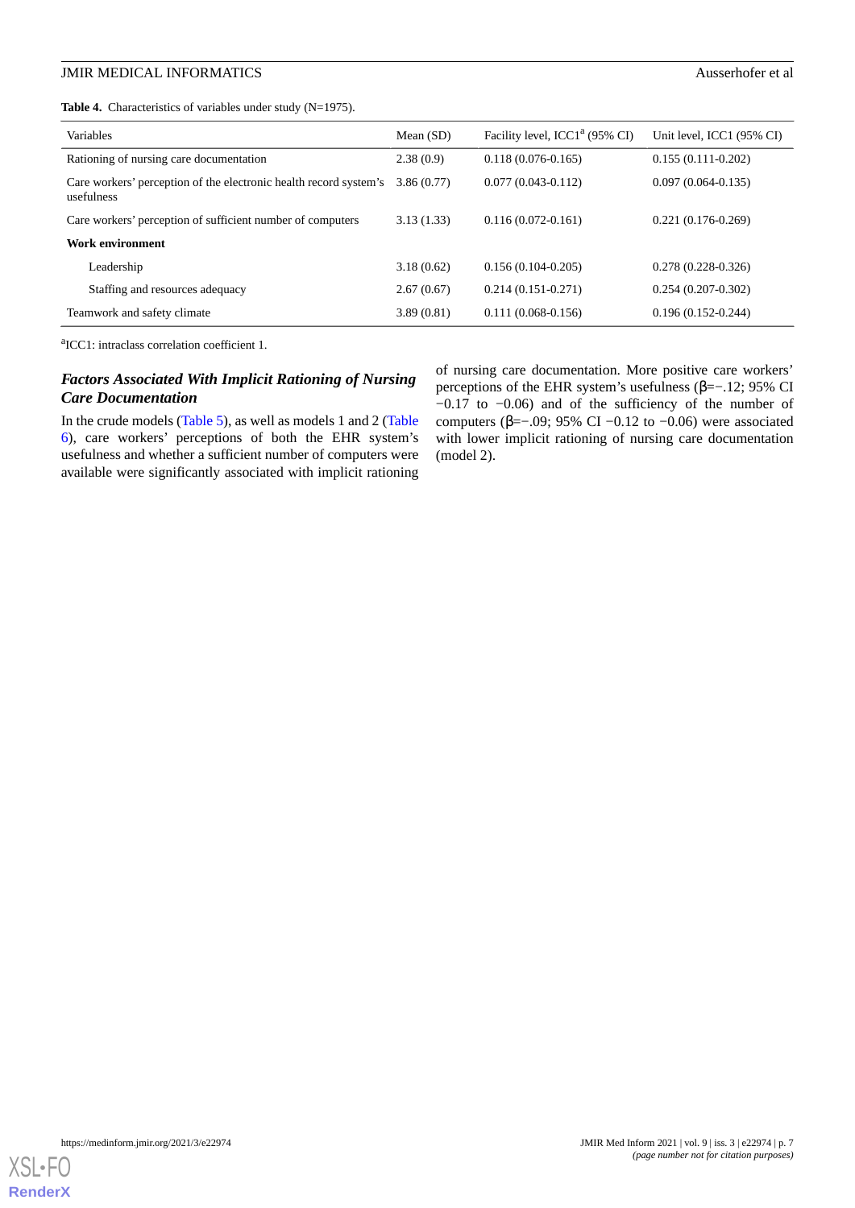**Table 4.** Characteristics of variables under study (N=1975).

| Variables | Mean (SD) | Facility level, ICC1[a] (95% CI) | Unit level, ICC1 (95% CI) |
|---|---|---|---|
| Rationing of nursing care documentation | 2.38 (0.9) | 0.118 (0.076-0.165) | 0.155 (0.111-0.202) |
| Care workers' perception of the electronic health record system's usefulness | 3.86 (0.77) | 0.077 (0.043-0.112) | 0.097 (0.064-0.135) |
| Care workers' perception of sufficient number of computers | 3.13 (1.33) | 0.116 (0.072-0.161) | 0.221 (0.176-0.269) |
| **Work environment** | | | |
| Leadership | 3.18 (0.62) | 0.156 (0.104-0.205) | 0.278 (0.228-0.326) |
| Staffing and resources adequacy | 2.67 (0.67) | 0.214 (0.151-0.271) | 0.254 (0.207-0.302) |
| Teamwork and safety climate | 3.89 (0.81) | 0.111 (0.068-0.156) | 0.196 (0.152-0.244) |

[a]ICC1: intraclass correlation coefficient 1.

### *Factors Associated With Implicit Rationing of Nursing Care Documentation*

In the crude models (Table 5), as well as models 1 and 2 (Table 6), care workers' perceptions of both the EHR system's usefulness and whether a sufficient number of computers were available were significantly associated with implicit rationing of nursing care documentation. More positive care workers' perceptions of the EHR system's usefulness (β=−.12; 95% CI −0.17 to −0.06) and of the sufficiency of the number of computers (β=−.09; 95% CI −0.12 to −0.06) were associated with lower implicit rationing of nursing care documentation (model 2).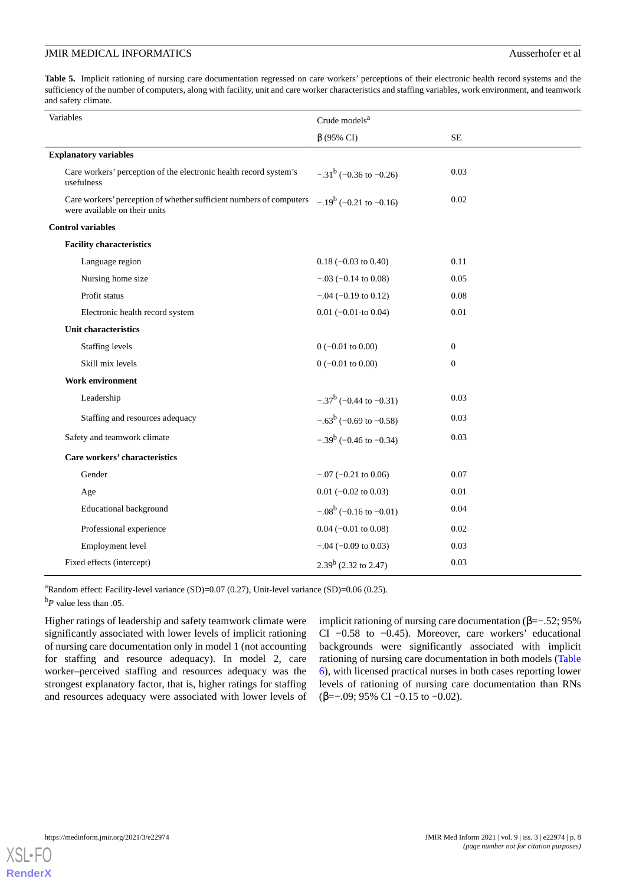**Table 5.** Implicit rationing of nursing care documentation regressed on care workers' perceptions of their electronic health record systems and the sufficiency of the number of computers, along with facility, unit and care worker characteristics and staffing variables, work environment, and teamwork and safety climate.

| Variables | Crude models[a] | |
|---|---|---|
| | β (95% CI) | SE |
| **Explanatory variables** | | |
| Care workers' perception of the electronic health record system's usefulness | −.31[b] (−0.36 to −0.26) | 0.03 |
| Care workers' perception of whether sufficient numbers of computers were available on their units | −.19[b] (−0.21 to −0.16) | 0.02 |
| **Control variables** | | |
| **Facility characteristics** | | |
| Language region | 0.18 (−0.03 to 0.40) | 0.11 |
| Nursing home size | −.03 (−0.14 to 0.08) | 0.05 |
| Profit status | −.04 (−0.19 to 0.12) | 0.08 |
| Electronic health record system | 0.01 (−0.01-to 0.04) | 0.01 |
| **Unit characteristics** | | |
| Staffing levels | 0 (−0.01 to 0.00) | 0 |
| Skill mix levels | 0 (−0.01 to 0.00) | 0 |
| **Work environment** | | |
| Leadership | −.37[b] (−0.44 to −0.31) | 0.03 |
| Staffing and resources adequacy | −.63[b] (−0.69 to −0.58) | 0.03 |
| Safety and teamwork climate | −.39[b] (−0.46 to −0.34) | 0.03 |
| **Care workers' characteristics** | | |
| Gender | −.07 (−0.21 to 0.06) | 0.07 |
| Age | 0.01 (−0.02 to 0.03) | 0.01 |
| Educational background | −.08[b] (−0.16 to −0.01) | 0.04 |
| Professional experience | 0.04 (−0.01 to 0.08) | 0.02 |
| Employment level | −.04 (−0.09 to 0.03) | 0.03 |
| Fixed effects (intercept) | 2.39[b] (2.32 to 2.47) | 0.03 |

[a]Random effect: Facility-level variance (SD)=0.07 (0.27), Unit-level variance (SD)=0.06 (0.25).

[b]*P* value less than .05.

Higher ratings of leadership and safety teamwork climate were significantly associated with lower levels of implicit rationing of nursing care documentation only in model 1 (not accounting for staffing and resource adequacy). In model 2, care worker–perceived staffing and resources adequacy was the strongest explanatory factor, that is, higher ratings for staffing and resources adequacy were associated with lower levels of implicit rationing of nursing care documentation (β=−.52; 95% CI −0.58 to −0.45). Moreover, care workers' educational backgrounds were significantly associated with implicit rationing of nursing care documentation in both models (Table 6), with licensed practical nurses in both cases reporting lower levels of rationing of nursing care documentation than RNs (β=−.09; 95% CI −0.15 to −0.02).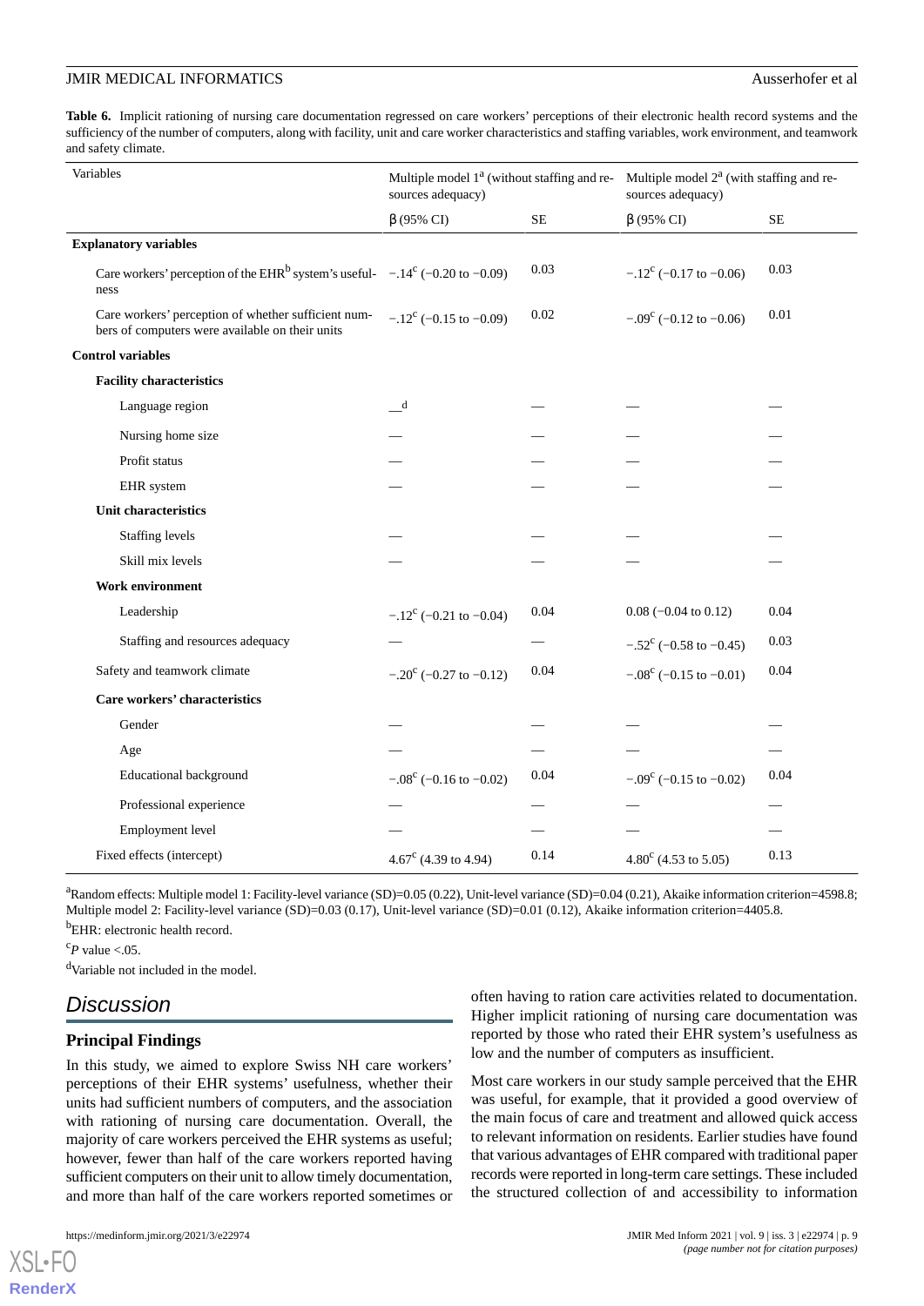**Table 6.** Implicit rationing of nursing care documentation regressed on care workers' perceptions of their electronic health record systems and the sufficiency of the number of computers, along with facility, unit and care worker characteristics and staffing variables, work environment, and teamwork and safety climate.

| Variables | Multiple model 1[a] (without staffing and resources adequacy) | | Multiple model 2[a] (with staffing and resources adequacy) | |
|---|---|---|---|---|
| | β (95% CI) | SE | β (95% CI) | SE |
| **Explanatory variables** | | | | |
| Care workers' perception of the EHR[b] system's usefulness | −.14[c] (−0.20 to −0.09) | 0.03 | −.12[c] (−0.17 to −0.06) | 0.03 |
| Care workers' perception of whether sufficient numbers of computers were available on their units | −.12[c] (−0.15 to −0.09) | 0.02 | −.09[c] (−0.12 to −0.06) | 0.01 |
| **Control variables** | | | | |
| **Facility characteristics** | | | | |
| Language region | —[d] | — | — | — |
| Nursing home size | — | — | — | — |
| Profit status | — | — | — | — |
| EHR system | — | — | — | — |
| **Unit characteristics** | | | | |
| Staffing levels | — | — | — | — |
| Skill mix levels | — | — | — | — |
| **Work environment** | | | | |
| Leadership | −.12[c] (−0.21 to −0.04) | 0.04 | 0.08 (−0.04 to 0.12) | 0.04 |
| Staffing and resources adequacy | — | — | −.52[c] (−0.58 to −0.45) | 0.03 |
| Safety and teamwork climate | −.20[c] (−0.27 to −0.12) | 0.04 | −.08[c] (−0.15 to −0.01) | 0.04 |
| **Care workers' characteristics** | | | | |
| Gender | — | — | — | — |
| Age | — | — | — | — |
| Educational background | −.08[c] (−0.16 to −0.02) | 0.04 | −.09[c] (−0.15 to −0.02) | 0.04 |
| Professional experience | — | — | — | — |
| Employment level | — | — | — | — |
| Fixed effects (intercept) | 4.67[c] (4.39 to 4.94) | 0.14 | 4.80[c] (4.53 to 5.05) | 0.13 |

[a]Random effects: Multiple model 1: Facility-level variance (SD)=0.05 (0.22), Unit-level variance (SD)=0.04 (0.21), Akaike information criterion=4598.8; Multiple model 2: Facility-level variance (SD)=0.03 (0.17), Unit-level variance (SD)=0.01 (0.12), Akaike information criterion=4405.8.

[b]EHR: electronic health record.

[c]*P* value <.05.

[d]Variable not included in the model.

## Discussion

### Principal Findings

In this study, we aimed to explore Swiss NH care workers' perceptions of their EHR systems' usefulness, whether their units had sufficient numbers of computers, and the association with rationing of nursing care documentation. Overall, the majority of care workers perceived the EHR systems as useful; however, fewer than half of the care workers reported having sufficient computers on their unit to allow timely documentation, and more than half of the care workers reported sometimes or often having to ration care activities related to documentation. Higher implicit rationing of nursing care documentation was reported by those who rated their EHR system's usefulness as low and the number of computers as insufficient.

Most care workers in our study sample perceived that the EHR was useful, for example, that it provided a good overview of the main focus of care and treatment and allowed quick access to relevant information on residents. Earlier studies have found that various advantages of EHR compared with traditional paper records were reported in long-term care settings. These included the structured collection of and accessibility to information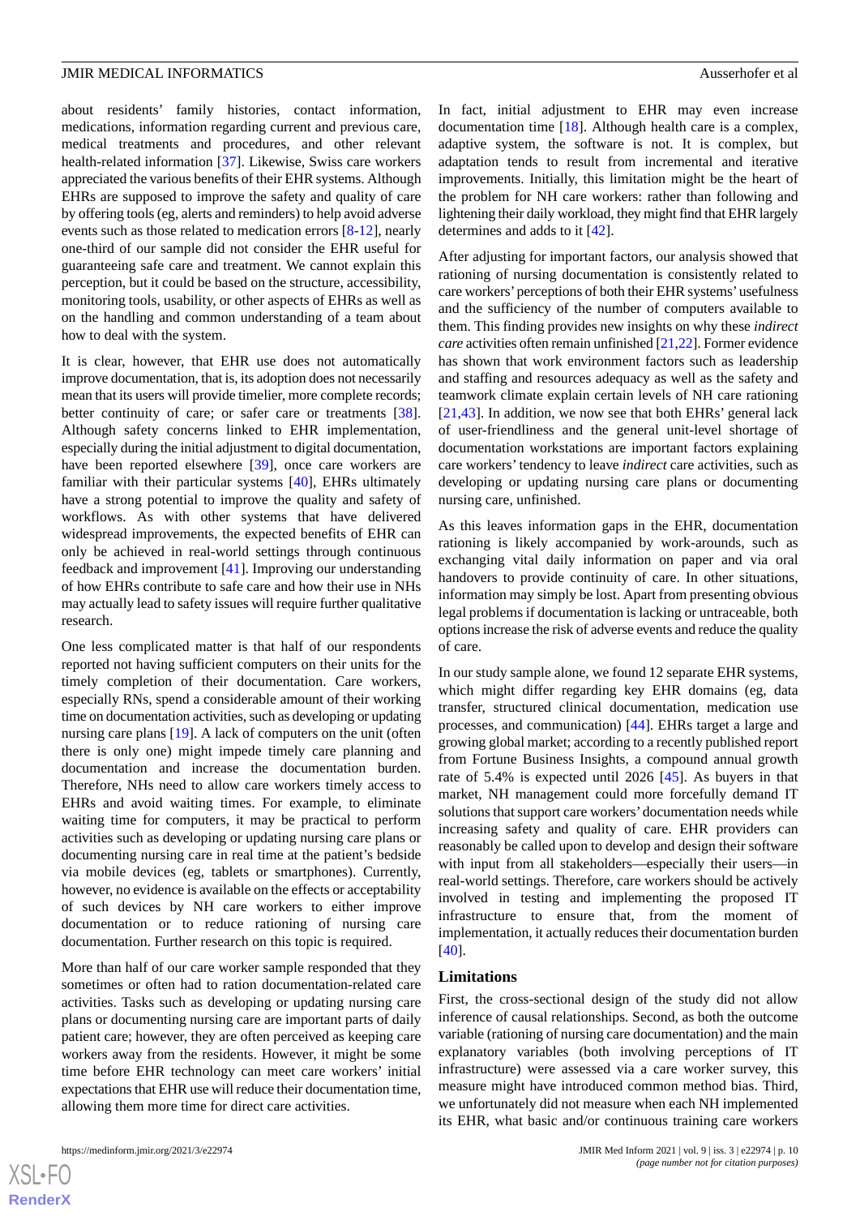about residents' family histories, contact information, medications, information regarding current and previous care, medical treatments and procedures, and other relevant health-related information [37]. Likewise, Swiss care workers appreciated the various benefits of their EHR systems. Although EHRs are supposed to improve the safety and quality of care by offering tools (eg, alerts and reminders) to help avoid adverse events such as those related to medication errors [8-12], nearly one-third of our sample did not consider the EHR useful for guaranteeing safe care and treatment. We cannot explain this perception, but it could be based on the structure, accessibility, monitoring tools, usability, or other aspects of EHRs as well as on the handling and common understanding of a team about how to deal with the system.

It is clear, however, that EHR use does not automatically improve documentation, that is, its adoption does not necessarily mean that its users will provide timelier, more complete records; better continuity of care; or safer care or treatments [38]. Although safety concerns linked to EHR implementation, especially during the initial adjustment to digital documentation, have been reported elsewhere [39], once care workers are familiar with their particular systems [40], EHRs ultimately have a strong potential to improve the quality and safety of workflows. As with other systems that have delivered widespread improvements, the expected benefits of EHR can only be achieved in real-world settings through continuous feedback and improvement [41]. Improving our understanding of how EHRs contribute to safe care and how their use in NHs may actually lead to safety issues will require further qualitative research.

One less complicated matter is that half of our respondents reported not having sufficient computers on their units for the timely completion of their documentation. Care workers, especially RNs, spend a considerable amount of their working time on documentation activities, such as developing or updating nursing care plans [19]. A lack of computers on the unit (often there is only one) might impede timely care planning and documentation and increase the documentation burden. Therefore, NHs need to allow care workers timely access to EHRs and avoid waiting times. For example, to eliminate waiting time for computers, it may be practical to perform activities such as developing or updating nursing care plans or documenting nursing care in real time at the patient's bedside via mobile devices (eg, tablets or smartphones). Currently, however, no evidence is available on the effects or acceptability of such devices by NH care workers to either improve documentation or to reduce rationing of nursing care documentation. Further research on this topic is required.

More than half of our care worker sample responded that they sometimes or often had to ration documentation-related care activities. Tasks such as developing or updating nursing care plans or documenting nursing care are important parts of daily patient care; however, they are often perceived as keeping care workers away from the residents. However, it might be some time before EHR technology can meet care workers' initial expectations that EHR use will reduce their documentation time, allowing them more time for direct care activities.

In fact, initial adjustment to EHR may even increase documentation time [18]. Although health care is a complex, adaptive system, the software is not. It is complex, but adaptation tends to result from incremental and iterative improvements. Initially, this limitation might be the heart of the problem for NH care workers: rather than following and lightening their daily workload, they might find that EHR largely determines and adds to it [42].

After adjusting for important factors, our analysis showed that rationing of nursing documentation is consistently related to care workers' perceptions of both their EHR systems' usefulness and the sufficiency of the number of computers available to them. This finding provides new insights on why these *indirect care* activities often remain unfinished [21,22]. Former evidence has shown that work environment factors such as leadership and staffing and resources adequacy as well as the safety and teamwork climate explain certain levels of NH care rationing [21,43]. In addition, we now see that both EHRs' general lack of user-friendliness and the general unit-level shortage of documentation workstations are important factors explaining care workers' tendency to leave *indirect* care activities, such as developing or updating nursing care plans or documenting nursing care, unfinished.

As this leaves information gaps in the EHR, documentation rationing is likely accompanied by work-arounds, such as exchanging vital daily information on paper and via oral handovers to provide continuity of care. In other situations, information may simply be lost. Apart from presenting obvious legal problems if documentation is lacking or untraceable, both options increase the risk of adverse events and reduce the quality of care.

In our study sample alone, we found 12 separate EHR systems, which might differ regarding key EHR domains (eg, data transfer, structured clinical documentation, medication use processes, and communication) [44]. EHRs target a large and growing global market; according to a recently published report from Fortune Business Insights, a compound annual growth rate of 5.4% is expected until 2026 [45]. As buyers in that market, NH management could more forcefully demand IT solutions that support care workers' documentation needs while increasing safety and quality of care. EHR providers can reasonably be called upon to develop and design their software with input from all stakeholders—especially their users—in real-world settings. Therefore, care workers should be actively involved in testing and implementing the proposed IT infrastructure to ensure that, from the moment of implementation, it actually reduces their documentation burden [40].

### Limitations

First, the cross-sectional design of the study did not allow inference of causal relationships. Second, as both the outcome variable (rationing of nursing care documentation) and the main explanatory variables (both involving perceptions of IT infrastructure) were assessed via a care worker survey, this measure might have introduced common method bias. Third, we unfortunately did not measure when each NH implemented its EHR, what basic and/or continuous training care workers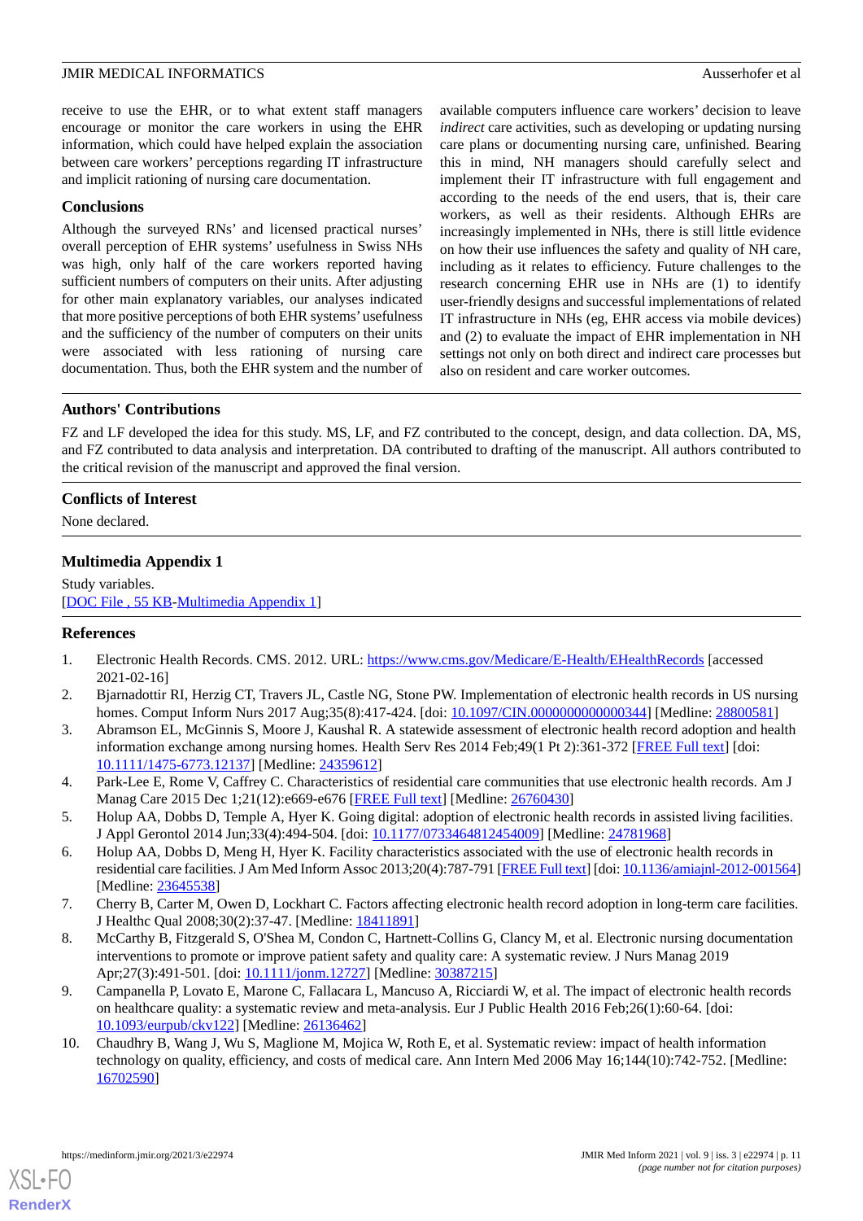receive to use the EHR, or to what extent staff managers encourage or monitor the care workers in using the EHR information, which could have helped explain the association between care workers' perceptions regarding IT infrastructure and implicit rationing of nursing care documentation.

## Conclusions

Although the surveyed RNs' and licensed practical nurses' overall perception of EHR systems' usefulness in Swiss NHs was high, only half of the care workers reported having sufficient numbers of computers on their units. After adjusting for other main explanatory variables, our analyses indicated that more positive perceptions of both EHR systems' usefulness and the sufficiency of the number of computers on their units were associated with less rationing of nursing care documentation. Thus, both the EHR system and the number of available computers influence care workers' decision to leave *indirect* care activities, such as developing or updating nursing care plans or documenting nursing care, unfinished. Bearing this in mind, NH managers should carefully select and implement their IT infrastructure with full engagement and according to the needs of the end users, that is, their care workers, as well as their residents. Although EHRs are increasingly implemented in NHs, there is still little evidence on how their use influences the safety and quality of NH care, including as it relates to efficiency. Future challenges to the research concerning EHR use in NHs are (1) to identify user-friendly designs and successful implementations of related IT infrastructure in NHs (eg, EHR access via mobile devices) and (2) to evaluate the impact of EHR implementation in NH settings not only on both direct and indirect care processes but also on resident and care worker outcomes.

## Authors' Contributions

FZ and LF developed the idea for this study. MS, LF, and FZ contributed to the concept, design, and data collection. DA, MS, and FZ contributed to data analysis and interpretation. DA contributed to drafting of the manuscript. All authors contributed to the critical revision of the manuscript and approved the final version.

## Conflicts of Interest

None declared.

## Multimedia Appendix 1

Study variables.
[DOC File , 55 KB-Multimedia Appendix 1]

## References

1. Electronic Health Records. CMS. 2012. URL: https://www.cms.gov/Medicare/E-Health/EHealthRecords [accessed 2021-02-16]
2. Bjarnadottir RI, Herzig CT, Travers JL, Castle NG, Stone PW. Implementation of electronic health records in US nursing homes. Comput Inform Nurs 2017 Aug;35(8):417-424. [doi: 10.1097/CIN.0000000000000344] [Medline: 28800581]
3. Abramson EL, McGinnis S, Moore J, Kaushal R. A statewide assessment of electronic health record adoption and health information exchange among nursing homes. Health Serv Res 2014 Feb;49(1 Pt 2):361-372 [FREE Full text] [doi: 10.1111/1475-6773.12137] [Medline: 24359612]
4. Park-Lee E, Rome V, Caffrey C. Characteristics of residential care communities that use electronic health records. Am J Manag Care 2015 Dec 1;21(12):e669-e676 [FREE Full text] [Medline: 26760430]
5. Holup AA, Dobbs D, Temple A, Hyer K. Going digital: adoption of electronic health records in assisted living facilities. J Appl Gerontol 2014 Jun;33(4):494-504. [doi: 10.1177/0733464812454009] [Medline: 24781968]
6. Holup AA, Dobbs D, Meng H, Hyer K. Facility characteristics associated with the use of electronic health records in residential care facilities. J Am Med Inform Assoc 2013;20(4):787-791 [FREE Full text] [doi: 10.1136/amiajnl-2012-001564] [Medline: 23645538]
7. Cherry B, Carter M, Owen D, Lockhart C. Factors affecting electronic health record adoption in long-term care facilities. J Healthc Qual 2008;30(2):37-47. [Medline: 18411891]
8. McCarthy B, Fitzgerald S, O'Shea M, Condon C, Hartnett-Collins G, Clancy M, et al. Electronic nursing documentation interventions to promote or improve patient safety and quality care: A systematic review. J Nurs Manag 2019 Apr;27(3):491-501. [doi: 10.1111/jonm.12727] [Medline: 30387215]
9. Campanella P, Lovato E, Marone C, Fallacara L, Mancuso A, Ricciardi W, et al. The impact of electronic health records on healthcare quality: a systematic review and meta-analysis. Eur J Public Health 2016 Feb;26(1):60-64. [doi: 10.1093/eurpub/ckv122] [Medline: 26136462]
10. Chaudhry B, Wang J, Wu S, Maglione M, Mojica W, Roth E, et al. Systematic review: impact of health information technology on quality, efficiency, and costs of medical care. Ann Intern Med 2006 May 16;144(10):742-752. [Medline: 16702590]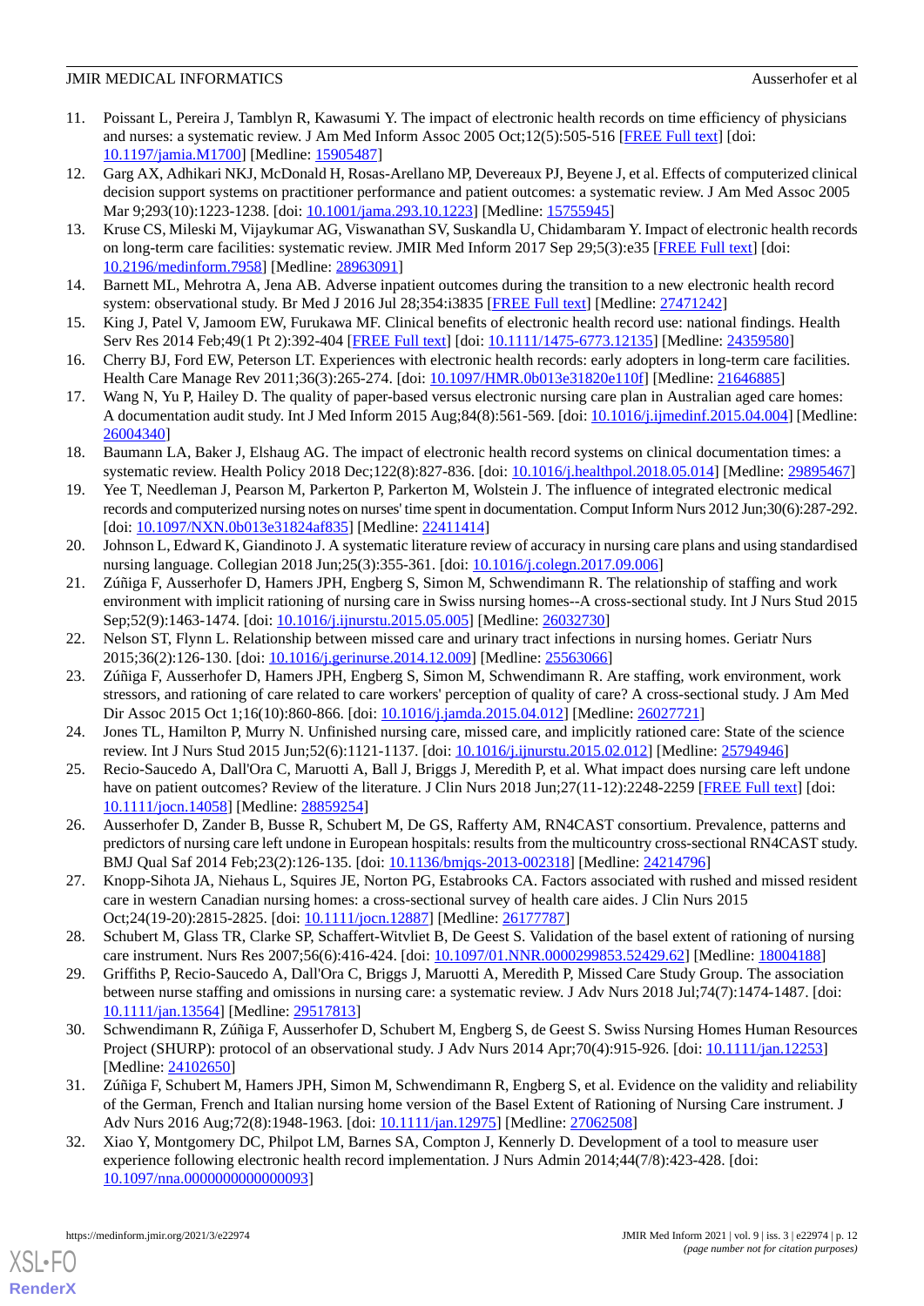11. Poissant L, Pereira J, Tamblyn R, Kawasumi Y. The impact of electronic health records on time efficiency of physicians and nurses: a systematic review. J Am Med Inform Assoc 2005 Oct;12(5):505-516 [FREE Full text] [doi: 10.1197/jamia.M1700] [Medline: 15905487]
12. Garg AX, Adhikari NKJ, McDonald H, Rosas-Arellano MP, Devereaux PJ, Beyene J, et al. Effects of computerized clinical decision support systems on practitioner performance and patient outcomes: a systematic review. J Am Med Assoc 2005 Mar 9;293(10):1223-1238. [doi: 10.1001/jama.293.10.1223] [Medline: 15755945]
13. Kruse CS, Mileski M, Vijaykumar AG, Viswanathan SV, Suskandla U, Chidambaram Y. Impact of electronic health records on long-term care facilities: systematic review. JMIR Med Inform 2017 Sep 29;5(3):e35 [FREE Full text] [doi: 10.2196/medinform.7958] [Medline: 28963091]
14. Barnett ML, Mehrotra A, Jena AB. Adverse inpatient outcomes during the transition to a new electronic health record system: observational study. Br Med J 2016 Jul 28;354:i3835 [FREE Full text] [Medline: 27471242]
15. King J, Patel V, Jamoom EW, Furukawa MF. Clinical benefits of electronic health record use: national findings. Health Serv Res 2014 Feb;49(1 Pt 2):392-404 [FREE Full text] [doi: 10.1111/1475-6773.12135] [Medline: 24359580]
16. Cherry BJ, Ford EW, Peterson LT. Experiences with electronic health records: early adopters in long-term care facilities. Health Care Manage Rev 2011;36(3):265-274. [doi: 10.1097/HMR.0b013e31820e110f] [Medline: 21646885]
17. Wang N, Yu P, Hailey D. The quality of paper-based versus electronic nursing care plan in Australian aged care homes: A documentation audit study. Int J Med Inform 2015 Aug;84(8):561-569. [doi: 10.1016/j.ijmedinf.2015.04.004] [Medline: 26004340]
18. Baumann LA, Baker J, Elshaug AG. The impact of electronic health record systems on clinical documentation times: a systematic review. Health Policy 2018 Dec;122(8):827-836. [doi: 10.1016/j.healthpol.2018.05.014] [Medline: 29895467]
19. Yee T, Needleman J, Pearson M, Parkerton P, Parkerton M, Wolstein J. The influence of integrated electronic medical records and computerized nursing notes on nurses' time spent in documentation. Comput Inform Nurs 2012 Jun;30(6):287-292. [doi: 10.1097/NXN.0b013e31824af835] [Medline: 22411414]
20. Johnson L, Edward K, Giandinoto J. A systematic literature review of accuracy in nursing care plans and using standardised nursing language. Collegian 2018 Jun;25(3):355-361. [doi: 10.1016/j.colegn.2017.09.006]
21. Zúñiga F, Ausserhofer D, Hamers JPH, Engberg S, Simon M, Schwendimann R. The relationship of staffing and work environment with implicit rationing of nursing care in Swiss nursing homes--A cross-sectional study. Int J Nurs Stud 2015 Sep;52(9):1463-1474. [doi: 10.1016/j.ijnurstu.2015.05.005] [Medline: 26032730]
22. Nelson ST, Flynn L. Relationship between missed care and urinary tract infections in nursing homes. Geriatr Nurs 2015;36(2):126-130. [doi: 10.1016/j.gerinurse.2014.12.009] [Medline: 25563066]
23. Zúñiga F, Ausserhofer D, Hamers JPH, Engberg S, Simon M, Schwendimann R. Are staffing, work environment, work stressors, and rationing of care related to care workers' perception of quality of care? A cross-sectional study. J Am Med Dir Assoc 2015 Oct 1;16(10):860-866. [doi: 10.1016/j.jamda.2015.04.012] [Medline: 26027721]
24. Jones TL, Hamilton P, Murry N. Unfinished nursing care, missed care, and implicitly rationed care: State of the science review. Int J Nurs Stud 2015 Jun;52(6):1121-1137. [doi: 10.1016/j.ijnurstu.2015.02.012] [Medline: 25794946]
25. Recio-Saucedo A, Dall'Ora C, Maruotti A, Ball J, Briggs J, Meredith P, et al. What impact does nursing care left undone have on patient outcomes? Review of the literature. J Clin Nurs 2018 Jun;27(11-12):2248-2259 [FREE Full text] [doi: 10.1111/jocn.14058] [Medline: 28859254]
26. Ausserhofer D, Zander B, Busse R, Schubert M, De GS, Rafferty AM, RN4CAST consortium. Prevalence, patterns and predictors of nursing care left undone in European hospitals: results from the multicountry cross-sectional RN4CAST study. BMJ Qual Saf 2014 Feb;23(2):126-135. [doi: 10.1136/bmjqs-2013-002318] [Medline: 24214796]
27. Knopp-Sihota JA, Niehaus L, Squires JE, Norton PG, Estabrooks CA. Factors associated with rushed and missed resident care in western Canadian nursing homes: a cross-sectional survey of health care aides. J Clin Nurs 2015 Oct;24(19-20):2815-2825. [doi: 10.1111/jocn.12887] [Medline: 26177787]
28. Schubert M, Glass TR, Clarke SP, Schaffert-Witvliet B, De Geest S. Validation of the basel extent of rationing of nursing care instrument. Nurs Res 2007;56(6):416-424. [doi: 10.1097/01.NNR.0000299853.52429.62] [Medline: 18004188]
29. Griffiths P, Recio-Saucedo A, Dall'Ora C, Briggs J, Maruotti A, Meredith P, Missed Care Study Group. The association between nurse staffing and omissions in nursing care: a systematic review. J Adv Nurs 2018 Jul;74(7):1474-1487. [doi: 10.1111/jan.13564] [Medline: 29517813]
30. Schwendimann R, Zúñiga F, Ausserhofer D, Schubert M, Engberg S, de Geest S. Swiss Nursing Homes Human Resources Project (SHURP): protocol of an observational study. J Adv Nurs 2014 Apr;70(4):915-926. [doi: 10.1111/jan.12253] [Medline: 24102650]
31. Zúñiga F, Schubert M, Hamers JPH, Simon M, Schwendimann R, Engberg S, et al. Evidence on the validity and reliability of the German, French and Italian nursing home version of the Basel Extent of Rationing of Nursing Care instrument. J Adv Nurs 2016 Aug;72(8):1948-1963. [doi: 10.1111/jan.12975] [Medline: 27062508]
32. Xiao Y, Montgomery DC, Philpot LM, Barnes SA, Compton J, Kennerly D. Development of a tool to measure user experience following electronic health record implementation. J Nurs Admin 2014;44(7/8):423-428. [doi: 10.1097/nna.0000000000000093]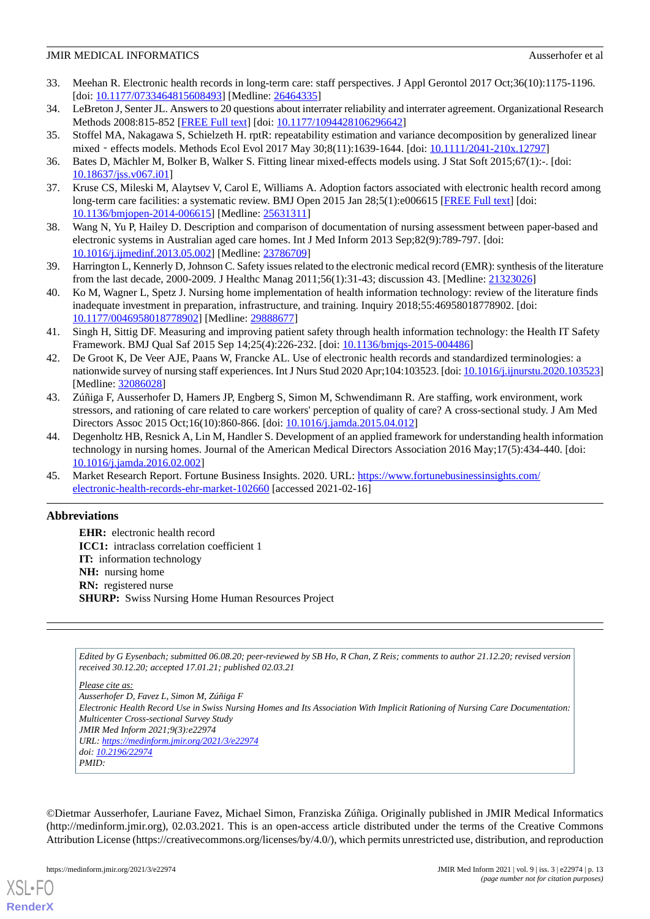33. Meehan R. Electronic health records in long-term care: staff perspectives. J Appl Gerontol 2017 Oct;36(10):1175-1196. [doi: 10.1177/0733464815608493] [Medline: 26464335]
34. LeBreton J, Senter JL. Answers to 20 questions about interrater reliability and interrater agreement. Organizational Research Methods 2008:815-852 [FREE Full text] [doi: 10.1177/1094428106296642]
35. Stoffel MA, Nakagawa S, Schielzeth H. rptR: repeatability estimation and variance decomposition by generalized linear mixed‐effects models. Methods Ecol Evol 2017 May 30;8(11):1639-1644. [doi: 10.1111/2041-210x.12797]
36. Bates D, Mächler M, Bolker B, Walker S. Fitting linear mixed-effects models using. J Stat Soft 2015;67(1):-. [doi: 10.18637/jss.v067.i01]
37. Kruse CS, Mileski M, Alaytsev V, Carol E, Williams A. Adoption factors associated with electronic health record among long-term care facilities: a systematic review. BMJ Open 2015 Jan 28;5(1):e006615 [FREE Full text] [doi: 10.1136/bmjopen-2014-006615] [Medline: 25631311]
38. Wang N, Yu P, Hailey D. Description and comparison of documentation of nursing assessment between paper-based and electronic systems in Australian aged care homes. Int J Med Inform 2013 Sep;82(9):789-797. [doi: 10.1016/j.ijmedinf.2013.05.002] [Medline: 23786709]
39. Harrington L, Kennerly D, Johnson C. Safety issues related to the electronic medical record (EMR): synthesis of the literature from the last decade, 2000-2009. J Healthc Manag 2011;56(1):31-43; discussion 43. [Medline: 21323026]
40. Ko M, Wagner L, Spetz J. Nursing home implementation of health information technology: review of the literature finds inadequate investment in preparation, infrastructure, and training. Inquiry 2018;55:46958018778902. [doi: 10.1177/0046958018778902] [Medline: 29888677]
41. Singh H, Sittig DF. Measuring and improving patient safety through health information technology: the Health IT Safety Framework. BMJ Qual Saf 2015 Sep 14;25(4):226-232. [doi: 10.1136/bmjqs-2015-004486]
42. De Groot K, De Veer AJE, Paans W, Francke AL. Use of electronic health records and standardized terminologies: a nationwide survey of nursing staff experiences. Int J Nurs Stud 2020 Apr;104:103523. [doi: 10.1016/j.ijnurstu.2020.103523] [Medline: 32086028]
43. Zúñiga F, Ausserhofer D, Hamers JP, Engberg S, Simon M, Schwendimann R. Are staffing, work environment, work stressors, and rationing of care related to care workers' perception of quality of care? A cross-sectional study. J Am Med Directors Assoc 2015 Oct;16(10):860-866. [doi: 10.1016/j.jamda.2015.04.012]
44. Degenholtz HB, Resnick A, Lin M, Handler S. Development of an applied framework for understanding health information technology in nursing homes. Journal of the American Medical Directors Association 2016 May;17(5):434-440. [doi: 10.1016/j.jamda.2016.02.002]
45. Market Research Report. Fortune Business Insights. 2020. URL: https://www.fortunebusinessinsights.com/electronic-health-records-ehr-market-102660 [accessed 2021-02-16]

## Abbreviations

**EHR:** electronic health record
**ICC1:** intraclass correlation coefficient 1
**IT:** information technology
**NH:** nursing home
**RN:** registered nurse
**SHURP:** Swiss Nursing Home Human Resources Project

*Edited by G Eysenbach; submitted 06.08.20; peer-reviewed by SB Ho, R Chan, Z Reis; comments to author 21.12.20; revised version received 30.12.20; accepted 17.01.21; published 02.03.21*

*Please cite as:*
*Ausserhofer D, Favez L, Simon M, Zúñiga F*
*Electronic Health Record Use in Swiss Nursing Homes and Its Association With Implicit Rationing of Nursing Care Documentation: Multicenter Cross-sectional Survey Study*
*JMIR Med Inform 2021;9(3):e22974*
*URL: https://medinform.jmir.org/2021/3/e22974*
*doi: 10.2196/22974*
*PMID:*

©Dietmar Ausserhofer, Lauriane Favez, Michael Simon, Franziska Zúñiga. Originally published in JMIR Medical Informatics (http://medinform.jmir.org), 02.03.2021. This is an open-access article distributed under the terms of the Creative Commons Attribution License (https://creativecommons.org/licenses/by/4.0/), which permits unrestricted use, distribution, and reproduction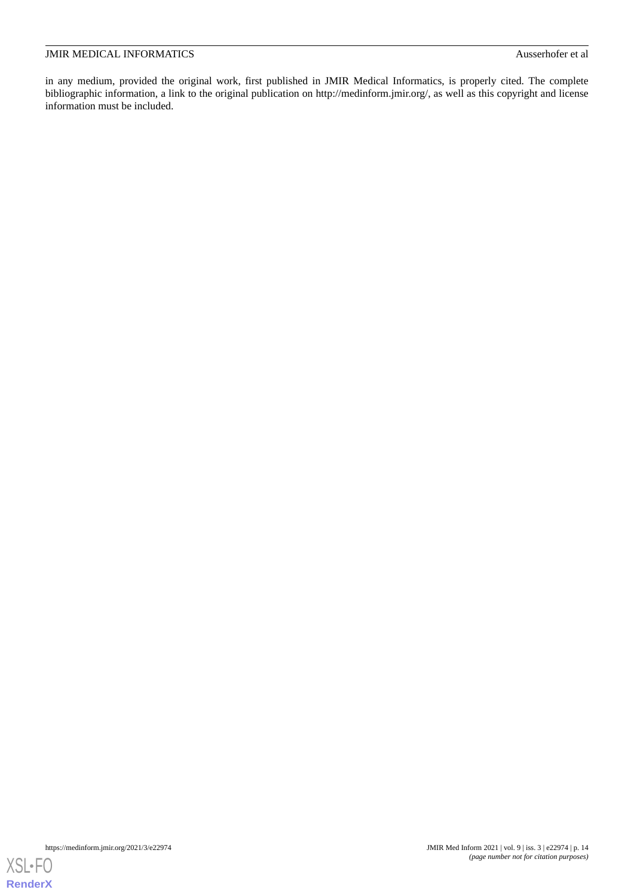in any medium, provided the original work, first published in JMIR Medical Informatics, is properly cited. The complete bibliographic information, a link to the original publication on http://medinform.jmir.org/, as well as this copyright and license information must be included.